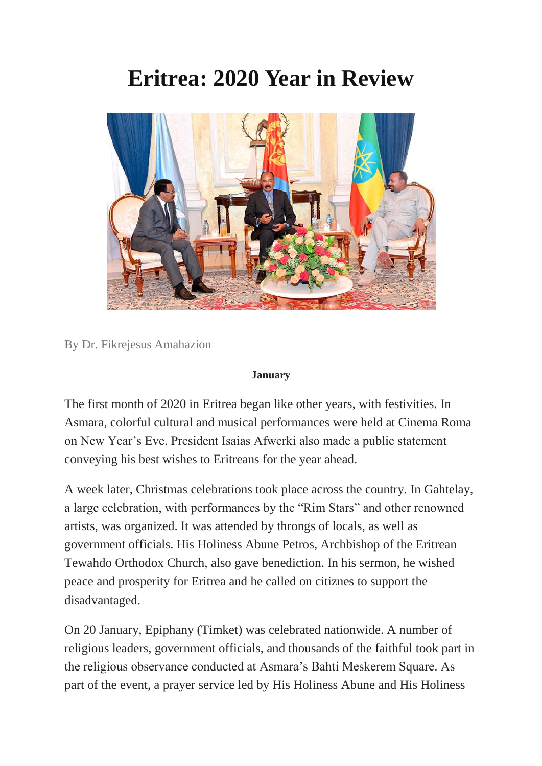# Eritrea: 2020 Year in Review

By Dr. Fikrejesus Amahazion

**January**

The first month of 2020 in Eritrea began like other years, with festivities. In Asmara, colorful cultural and musical performances were held at Cinema Roma on New Year's Eve. President Isaias Afwerki also made a public statement conveying his best wishes to Eritreans for the year ahead.

A week later, Christmas celebrations took place across the country. In Gahtelay, a large celebration, with performances by the "Rim Stars" and other renowned artists, was organized. It was attended by throngs of locals, as well as government officials. His Holiness Abune Petros, Archbishop of the Eritrean Tewahdo Orthodox Church, also gave benediction. In his sermon, he wished peace and prosperity for Eritrea and he called on citiznes to support the disadvantaged.

On 20 January, Epiphany (Timket) was celebrated nationwide. A number of religious leaders, government officials, and thousands of the faithful took part in the religious observance conducted at Asmara's Bahti Meskerem Square. As part of the event, a prayer service led by His Holiness Abune and His Holiness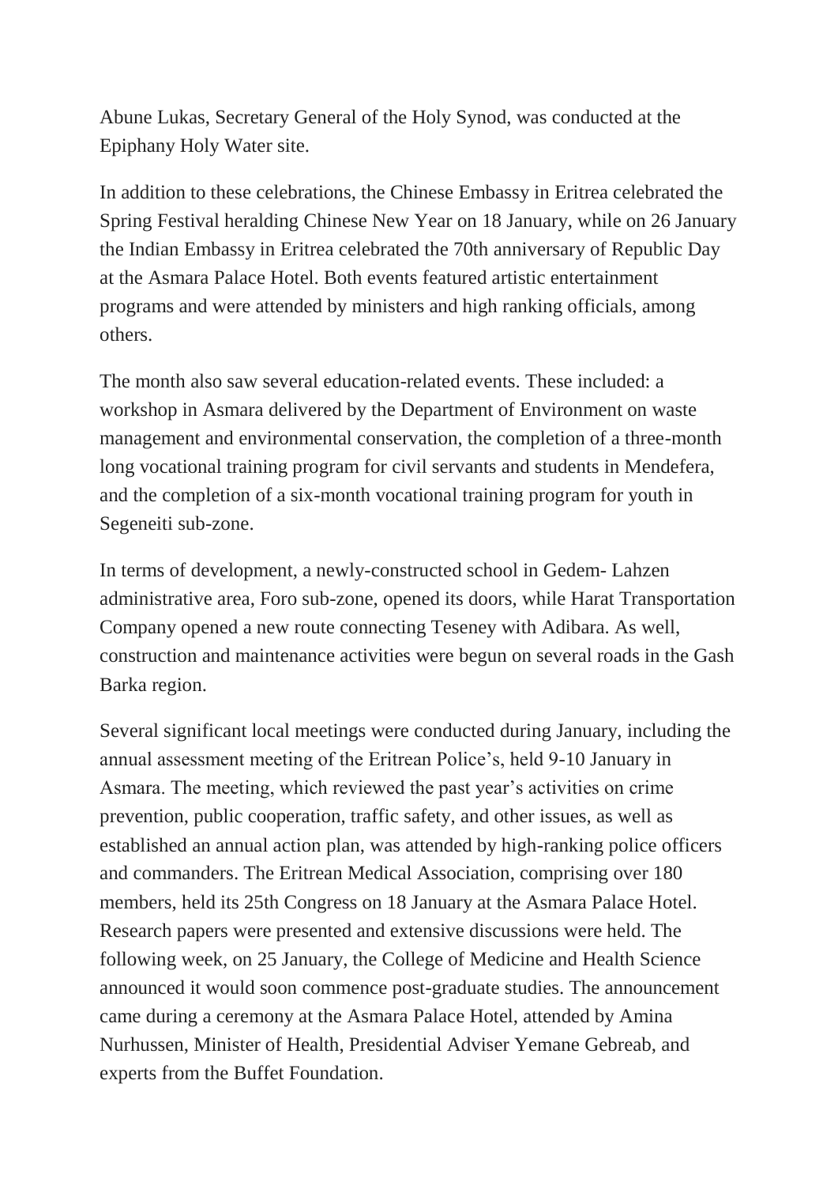Abune Lukas, Secretary General of the Holy Synod, was conducted at the Epiphany Holy Water site.

In addition to these celebrations, the Chinese Embassy in Eritrea celebrated the Spring Festival heralding Chinese New Year on 18 January, while on 26 January the Indian Embassy in Eritrea celebrated the 70th anniversary of Republic Day at the Asmara Palace Hotel. Both events featured artistic entertainment programs and were attended by ministers and high ranking officials, among others.

The month also saw several education-related events. These included: a workshop in Asmara delivered by the Department of Environment on waste management and environmental conservation, the completion of a three-month long vocational training program for civil servants and students in Mendefera, and the completion of a six-month vocational training program for youth in Segeneiti sub-zone.

In terms of development, a newly-constructed school in Gedem- Lahzen administrative area, Foro sub-zone, opened its doors, while Harat Transportation Company opened a new route connecting Teseney with Adibara. As well, construction and maintenance activities were begun on several roads in the Gash Barka region.

Several significant local meetings were conducted during January, including the annual assessment meeting of the Eritrean Police's, held 9-10 January in Asmara. The meeting, which reviewed the past year's activities on crime prevention, public cooperation, traffic safety, and other issues, as well as established an annual action plan, was attended by high-ranking police officers and commanders. The Eritrean Medical Association, comprising over 180 members, held its 25th Congress on 18 January at the Asmara Palace Hotel. Research papers were presented and extensive discussions were held. The following week, on 25 January, the College of Medicine and Health Science announced it would soon commence post-graduate studies. The announcement came during a ceremony at the Asmara Palace Hotel, attended by Amina Nurhussen, Minister of Health, Presidential Adviser Yemane Gebreab, and experts from the Buffet Foundation.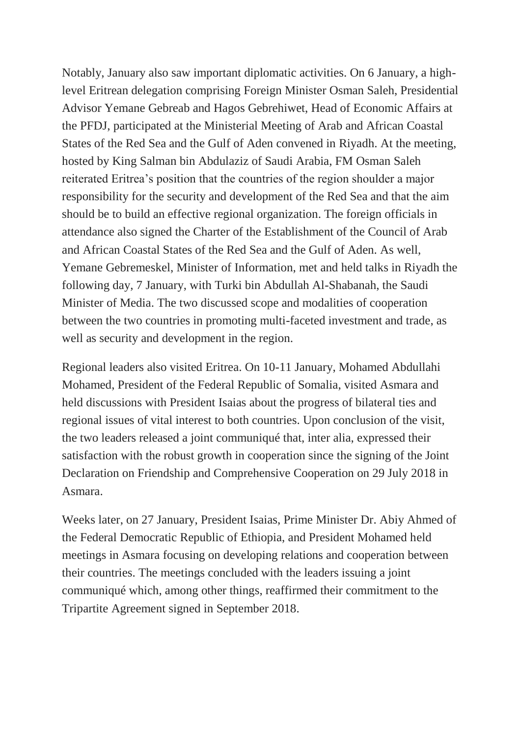Notably, January also saw important diplomatic activities. On 6 January, a high-level Eritrean delegation comprising Foreign Minister Osman Saleh, Presidential Advisor Yemane Gebreab and Hagos Gebrehiwet, Head of Economic Affairs at the PFDJ, participated at the Ministerial Meeting of Arab and African Coastal States of the Red Sea and the Gulf of Aden convened in Riyadh. At the meeting, hosted by King Salman bin Abdulaziz of Saudi Arabia, FM Osman Saleh reiterated Eritrea's position that the countries of the region shoulder a major responsibility for the security and development of the Red Sea and that the aim should be to build an effective regional organization. The foreign officials in attendance also signed the Charter of the Establishment of the Council of Arab and African Coastal States of the Red Sea and the Gulf of Aden. As well, Yemane Gebremeskel, Minister of Information, met and held talks in Riyadh the following day, 7 January, with Turki bin Abdullah Al-Shabanah, the Saudi Minister of Media. The two discussed scope and modalities of cooperation between the two countries in promoting multi-faceted investment and trade, as well as security and development in the region.

Regional leaders also visited Eritrea. On 10-11 January, Mohamed Abdullahi Mohamed, President of the Federal Republic of Somalia, visited Asmara and held discussions with President Isaias about the progress of bilateral ties and regional issues of vital interest to both countries. Upon conclusion of the visit, the two leaders released a joint communiqué that, inter alia, expressed their satisfaction with the robust growth in cooperation since the signing of the Joint Declaration on Friendship and Comprehensive Cooperation on 29 July 2018 in Asmara.

Weeks later, on 27 January, President Isaias, Prime Minister Dr. Abiy Ahmed of the Federal Democratic Republic of Ethiopia, and President Mohamed held meetings in Asmara focusing on developing relations and cooperation between their countries. The meetings concluded with the leaders issuing a joint communiqué which, among other things, reaffirmed their commitment to the Tripartite Agreement signed in September 2018.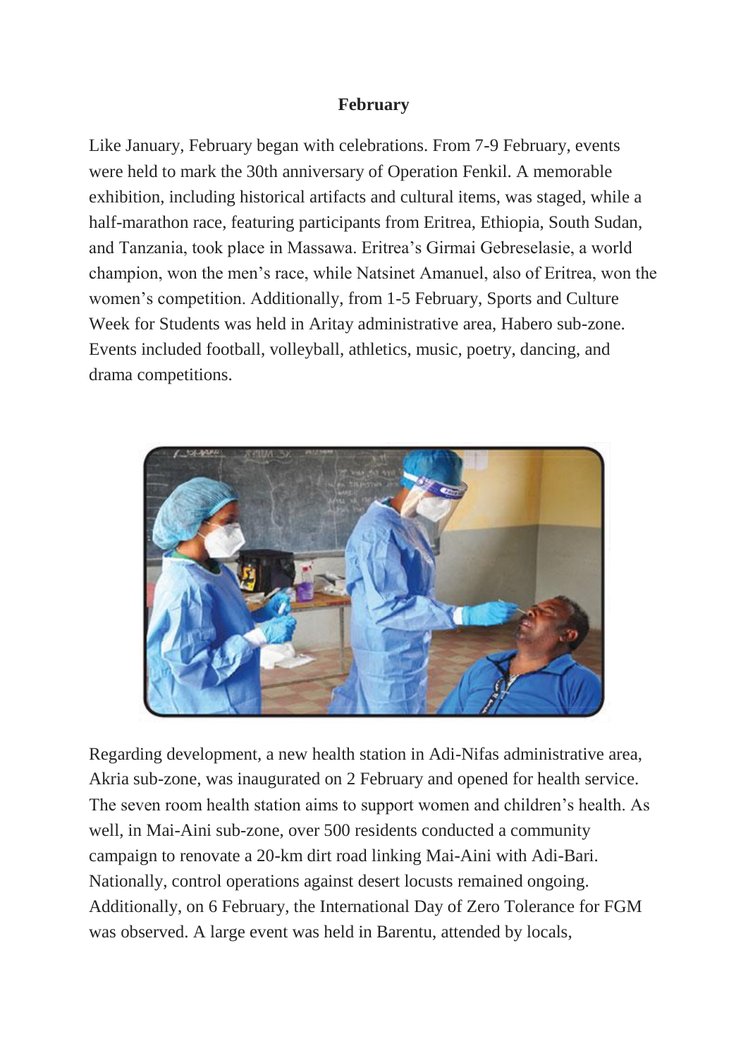**February**

Like January, February began with celebrations. From 7-9 February, events were held to mark the 30th anniversary of Operation Fenkil. A memorable exhibition, including historical artifacts and cultural items, was staged, while a half-marathon race, featuring participants from Eritrea, Ethiopia, South Sudan, and Tanzania, took place in Massawa. Eritrea's Girmai Gebreselasie, a world champion, won the men's race, while Natsinet Amanuel, also of Eritrea, won the women's competition. Additionally, from 1-5 February, Sports and Culture Week for Students was held in Aritay administrative area, Habero sub-zone. Events included football, volleyball, athletics, music, poetry, dancing, and drama competitions.

Regarding development, a new health station in Adi-Nifas administrative area, Akria sub-zone, was inaugurated on 2 February and opened for health service. The seven room health station aims to support women and children's health. As well, in Mai-Aini sub-zone, over 500 residents conducted a community campaign to renovate a 20-km dirt road linking Mai-Aini with Adi-Bari. Nationally, control operations against desert locusts remained ongoing. Additionally, on 6 February, the International Day of Zero Tolerance for FGM was observed. A large event was held in Barentu, attended by locals,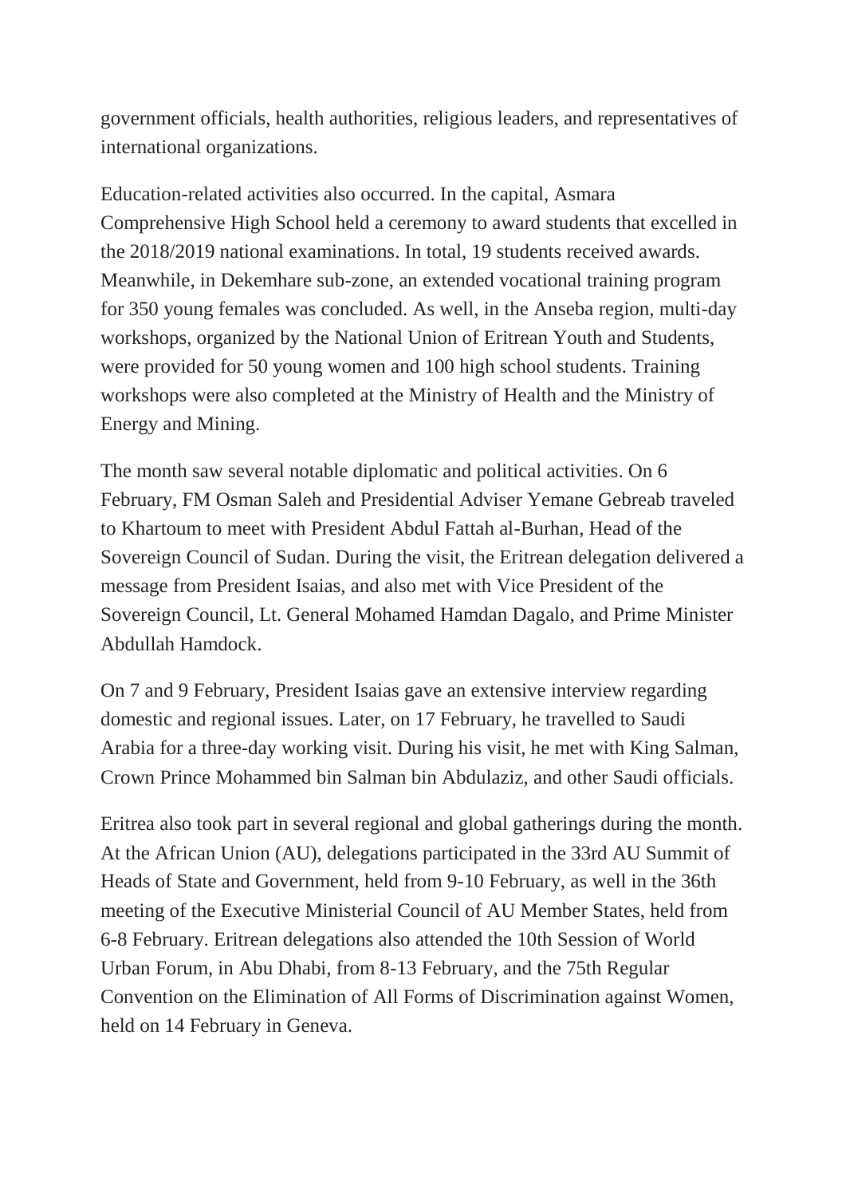government officials, health authorities, religious leaders, and representatives of international organizations.

Education-related activities also occurred. In the capital, Asmara Comprehensive High School held a ceremony to award students that excelled in the 2018/2019 national examinations. In total, 19 students received awards. Meanwhile, in Dekemhare sub-zone, an extended vocational training program for 350 young females was concluded. As well, in the Anseba region, multi-day workshops, organized by the National Union of Eritrean Youth and Students, were provided for 50 young women and 100 high school students. Training workshops were also completed at the Ministry of Health and the Ministry of Energy and Mining.

The month saw several notable diplomatic and political activities. On 6 February, FM Osman Saleh and Presidential Adviser Yemane Gebreab traveled to Khartoum to meet with President Abdul Fattah al-Burhan, Head of the Sovereign Council of Sudan. During the visit, the Eritrean delegation delivered a message from President Isaias, and also met with Vice President of the Sovereign Council, Lt. General Mohamed Hamdan Dagalo, and Prime Minister Abdullah Hamdock.

On 7 and 9 February, President Isaias gave an extensive interview regarding domestic and regional issues. Later, on 17 February, he travelled to Saudi Arabia for a three-day working visit. During his visit, he met with King Salman, Crown Prince Mohammed bin Salman bin Abdulaziz, and other Saudi officials.

Eritrea also took part in several regional and global gatherings during the month. At the African Union (AU), delegations participated in the 33rd AU Summit of Heads of State and Government, held from 9-10 February, as well in the 36th meeting of the Executive Ministerial Council of AU Member States, held from 6-8 February. Eritrean delegations also attended the 10th Session of World Urban Forum, in Abu Dhabi, from 8-13 February, and the 75th Regular Convention on the Elimination of All Forms of Discrimination against Women, held on 14 February in Geneva.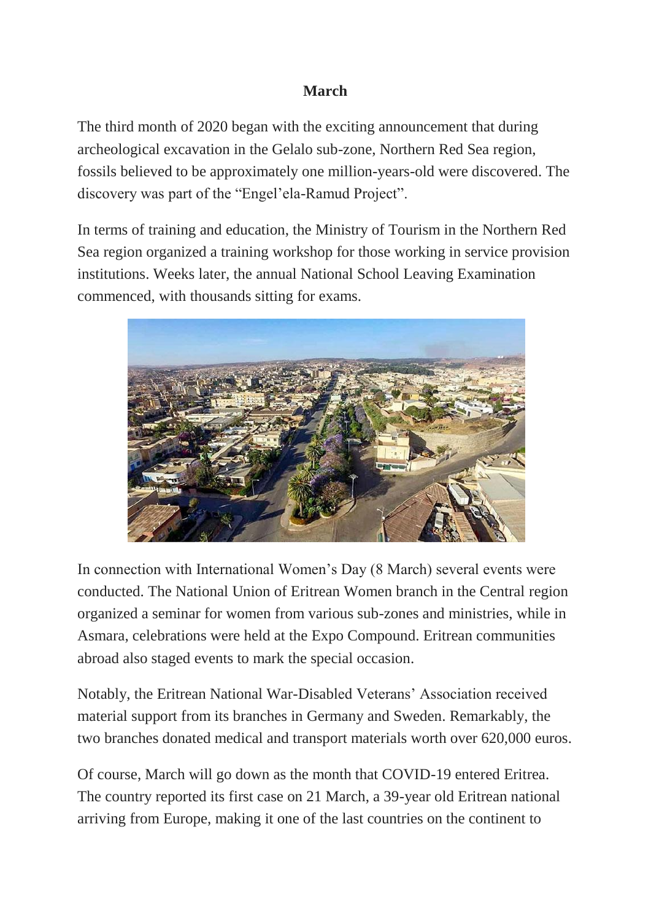## March

The third month of 2020 began with the exciting announcement that during archeological excavation in the Gelalo sub-zone, Northern Red Sea region, fossils believed to be approximately one million-years-old were discovered. The discovery was part of the "Engel'ela-Ramud Project".

In terms of training and education, the Ministry of Tourism in the Northern Red Sea region organized a training workshop for those working in service provision institutions. Weeks later, the annual National School Leaving Examination commenced, with thousands sitting for exams.

In connection with International Women's Day (8 March) several events were conducted. The National Union of Eritrean Women branch in the Central region organized a seminar for women from various sub-zones and ministries, while in Asmara, celebrations were held at the Expo Compound. Eritrean communities abroad also staged events to mark the special occasion.

Notably, the Eritrean National War-Disabled Veterans' Association received material support from its branches in Germany and Sweden. Remarkably, the two branches donated medical and transport materials worth over 620,000 euros.

Of course, March will go down as the month that COVID-19 entered Eritrea. The country reported its first case on 21 March, a 39-year old Eritrean national arriving from Europe, making it one of the last countries on the continent to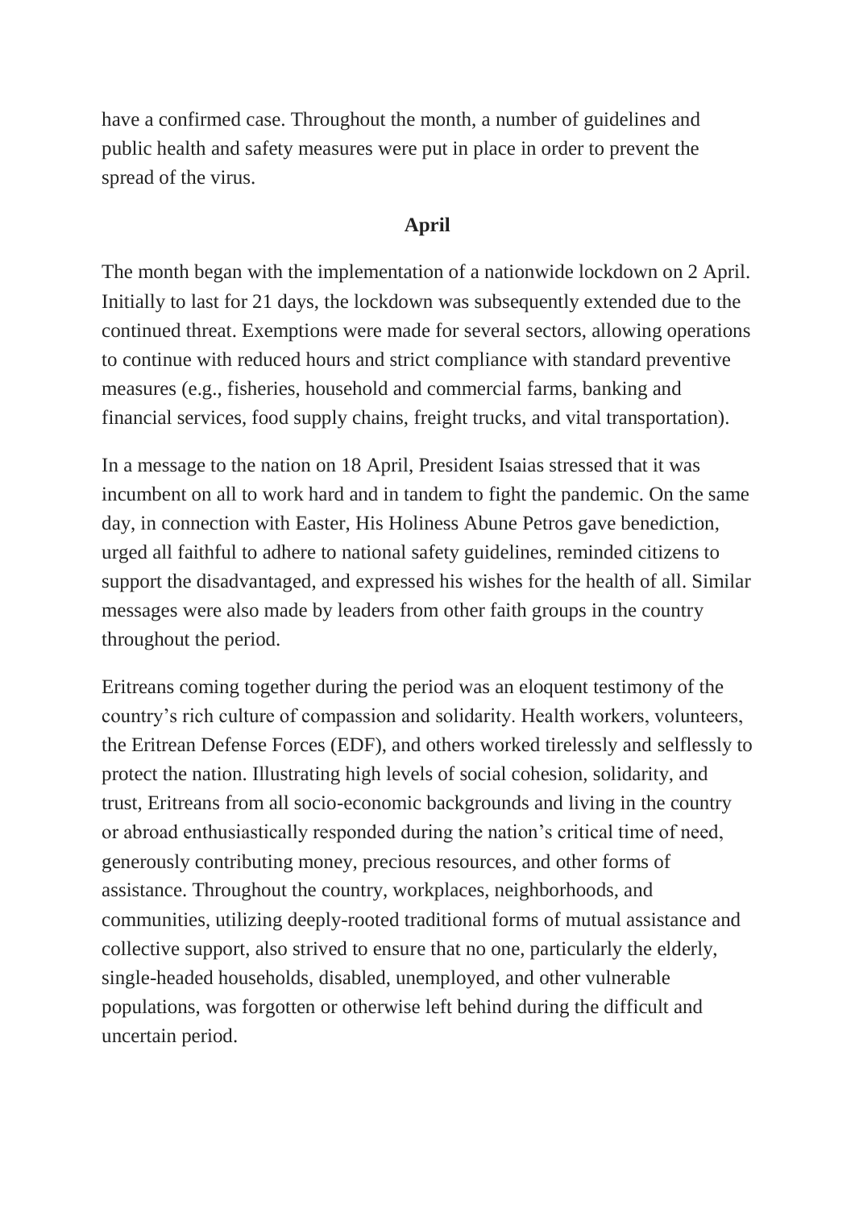have a confirmed case. Throughout the month, a number of guidelines and public health and safety measures were put in place in order to prevent the spread of the virus.

## April

The month began with the implementation of a nationwide lockdown on 2 April. Initially to last for 21 days, the lockdown was subsequently extended due to the continued threat. Exemptions were made for several sectors, allowing operations to continue with reduced hours and strict compliance with standard preventive measures (e.g., fisheries, household and commercial farms, banking and financial services, food supply chains, freight trucks, and vital transportation).

In a message to the nation on 18 April, President Isaias stressed that it was incumbent on all to work hard and in tandem to fight the pandemic. On the same day, in connection with Easter, His Holiness Abune Petros gave benediction, urged all faithful to adhere to national safety guidelines, reminded citizens to support the disadvantaged, and expressed his wishes for the health of all. Similar messages were also made by leaders from other faith groups in the country throughout the period.

Eritreans coming together during the period was an eloquent testimony of the country's rich culture of compassion and solidarity. Health workers, volunteers, the Eritrean Defense Forces (EDF), and others worked tirelessly and selflessly to protect the nation. Illustrating high levels of social cohesion, solidarity, and trust, Eritreans from all socio-economic backgrounds and living in the country or abroad enthusiastically responded during the nation's critical time of need, generously contributing money, precious resources, and other forms of assistance. Throughout the country, workplaces, neighborhoods, and communities, utilizing deeply-rooted traditional forms of mutual assistance and collective support, also strived to ensure that no one, particularly the elderly, single-headed households, disabled, unemployed, and other vulnerable populations, was forgotten or otherwise left behind during the difficult and uncertain period.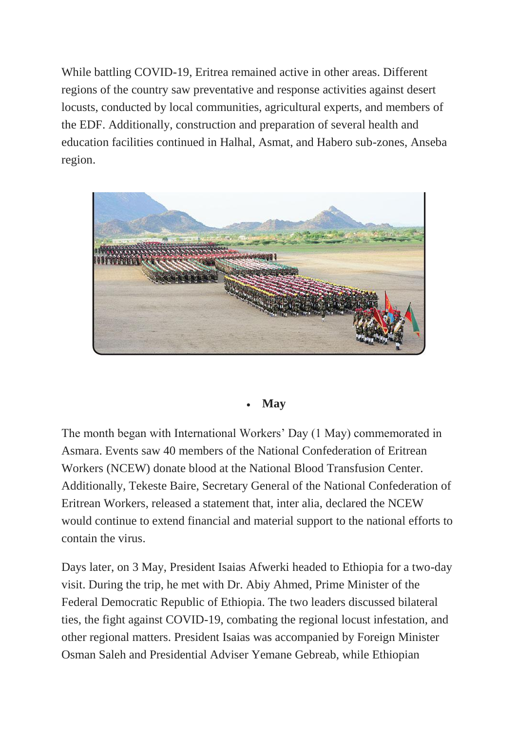While battling COVID-19, Eritrea remained active in other areas. Different regions of the country saw preventative and response activities against desert locusts, conducted by local communities, agricultural experts, and members of the EDF. Additionally, construction and preparation of several health and education facilities continued in Halhal, Asmat, and Habero sub-zones, Anseba region.

- **May**

The month began with International Workers' Day (1 May) commemorated in Asmara. Events saw 40 members of the National Confederation of Eritrean Workers (NCEW) donate blood at the National Blood Transfusion Center. Additionally, Tekeste Baire, Secretary General of the National Confederation of Eritrean Workers, released a statement that, inter alia, declared the NCEW would continue to extend financial and material support to the national efforts to contain the virus.

Days later, on 3 May, President Isaias Afwerki headed to Ethiopia for a two-day visit. During the trip, he met with Dr. Abiy Ahmed, Prime Minister of the Federal Democratic Republic of Ethiopia. The two leaders discussed bilateral ties, the fight against COVID-19, combating the regional locust infestation, and other regional matters. President Isaias was accompanied by Foreign Minister Osman Saleh and Presidential Adviser Yemane Gebreab, while Ethiopian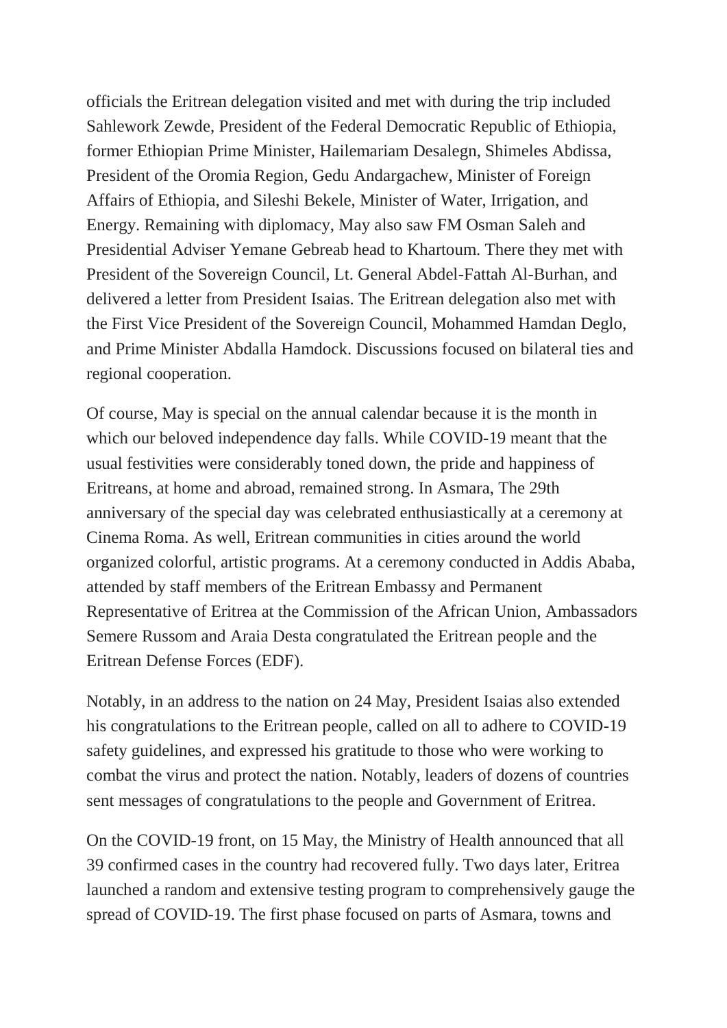officials the Eritrean delegation visited and met with during the trip included Sahlework Zewde, President of the Federal Democratic Republic of Ethiopia, former Ethiopian Prime Minister, Hailemariam Desalegn, Shimeles Abdissa, President of the Oromia Region, Gedu Andargachew, Minister of Foreign Affairs of Ethiopia, and Sileshi Bekele, Minister of Water, Irrigation, and Energy. Remaining with diplomacy, May also saw FM Osman Saleh and Presidential Adviser Yemane Gebreab head to Khartoum. There they met with President of the Sovereign Council, Lt. General Abdel-Fattah Al-Burhan, and delivered a letter from President Isaias. The Eritrean delegation also met with the First Vice President of the Sovereign Council, Mohammed Hamdan Deglo, and Prime Minister Abdalla Hamdock. Discussions focused on bilateral ties and regional cooperation.

Of course, May is special on the annual calendar because it is the month in which our beloved independence day falls. While COVID-19 meant that the usual festivities were considerably toned down, the pride and happiness of Eritreans, at home and abroad, remained strong. In Asmara, The 29th anniversary of the special day was celebrated enthusiastically at a ceremony at Cinema Roma. As well, Eritrean communities in cities around the world organized colorful, artistic programs. At a ceremony conducted in Addis Ababa, attended by staff members of the Eritrean Embassy and Permanent Representative of Eritrea at the Commission of the African Union, Ambassadors Semere Russom and Araia Desta congratulated the Eritrean people and the Eritrean Defense Forces (EDF).

Notably, in an address to the nation on 24 May, President Isaias also extended his congratulations to the Eritrean people, called on all to adhere to COVID-19 safety guidelines, and expressed his gratitude to those who were working to combat the virus and protect the nation. Notably, leaders of dozens of countries sent messages of congratulations to the people and Government of Eritrea.

On the COVID-19 front, on 15 May, the Ministry of Health announced that all 39 confirmed cases in the country had recovered fully. Two days later, Eritrea launched a random and extensive testing program to comprehensively gauge the spread of COVID-19. The first phase focused on parts of Asmara, towns and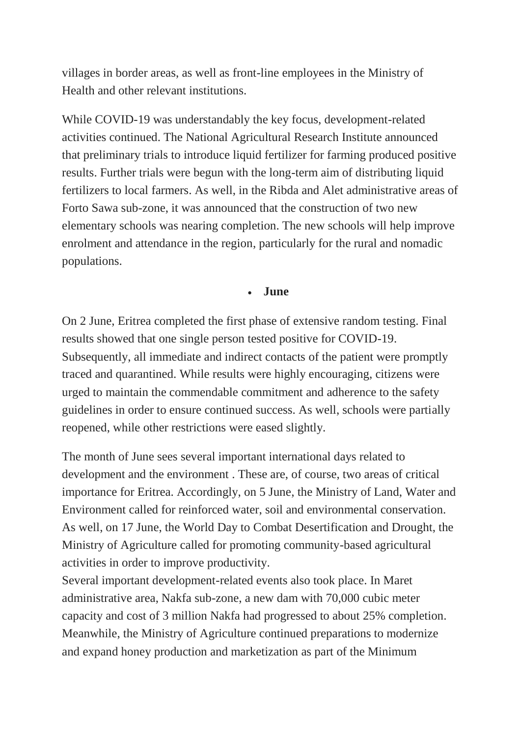villages in border areas, as well as front-line employees in the Ministry of Health and other relevant institutions.

While COVID-19 was understandably the key focus, development-related activities continued. The National Agricultural Research Institute announced that preliminary trials to introduce liquid fertilizer for farming produced positive results. Further trials were begun with the long-term aim of distributing liquid fertilizers to local farmers. As well, in the Ribda and Alet administrative areas of Forto Sawa sub-zone, it was announced that the construction of two new elementary schools was nearing completion. The new schools will help improve enrolment and attendance in the region, particularly for the rural and nomadic populations.

- **June**

On 2 June, Eritrea completed the first phase of extensive random testing. Final results showed that one single person tested positive for COVID-19. Subsequently, all immediate and indirect contacts of the patient were promptly traced and quarantined. While results were highly encouraging, citizens were urged to maintain the commendable commitment and adherence to the safety guidelines in order to ensure continued success. As well, schools were partially reopened, while other restrictions were eased slightly.

The month of June sees several important international days related to development and the environment . These are, of course, two areas of critical importance for Eritrea. Accordingly, on 5 June, the Ministry of Land, Water and Environment called for reinforced water, soil and environmental conservation. As well, on 17 June, the World Day to Combat Desertification and Drought, the Ministry of Agriculture called for promoting community-based agricultural activities in order to improve productivity.

Several important development-related events also took place. In Maret administrative area, Nakfa sub-zone, a new dam with 70,000 cubic meter capacity and cost of 3 million Nakfa had progressed to about 25% completion. Meanwhile, the Ministry of Agriculture continued preparations to modernize and expand honey production and marketization as part of the Minimum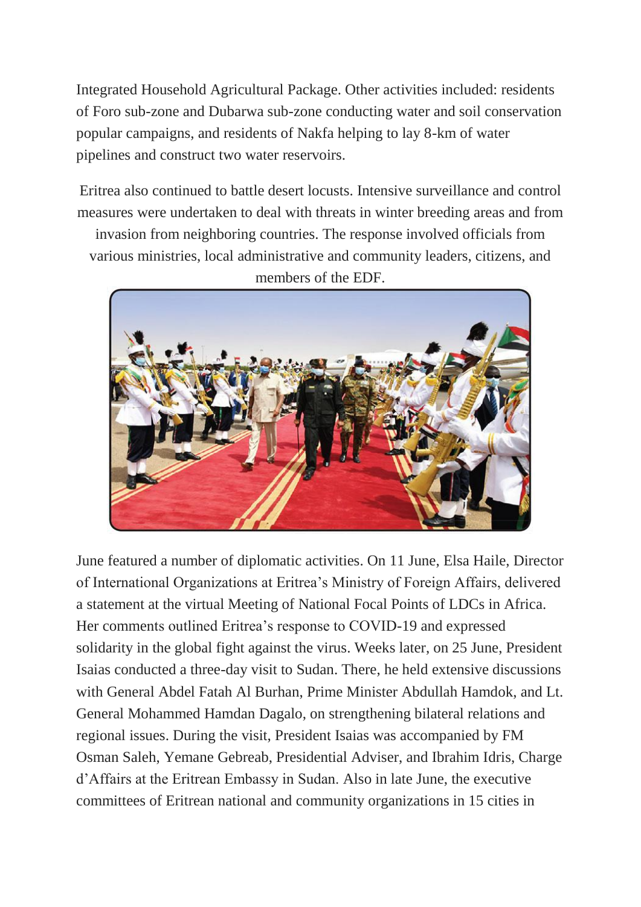Integrated Household Agricultural Package. Other activities included: residents of Foro sub-zone and Dubarwa sub-zone conducting water and soil conservation popular campaigns, and residents of Nakfa helping to lay 8-km of water pipelines and construct two water reservoirs.

Eritrea also continued to battle desert locusts. Intensive surveillance and control measures were undertaken to deal with threats in winter breeding areas and from invasion from neighboring countries. The response involved officials from various ministries, local administrative and community leaders, citizens, and members of the EDF.

June featured a number of diplomatic activities. On 11 June, Elsa Haile, Director of International Organizations at Eritrea's Ministry of Foreign Affairs, delivered a statement at the virtual Meeting of National Focal Points of LDCs in Africa. Her comments outlined Eritrea's response to COVID-19 and expressed solidarity in the global fight against the virus. Weeks later, on 25 June, President Isaias conducted a three-day visit to Sudan. There, he held extensive discussions with General Abdel Fatah Al Burhan, Prime Minister Abdullah Hamdok, and Lt. General Mohammed Hamdan Dagalo, on strengthening bilateral relations and regional issues. During the visit, President Isaias was accompanied by FM Osman Saleh, Yemane Gebreab, Presidential Adviser, and Ibrahim Idris, Charge d'Affairs at the Eritrean Embassy in Sudan. Also in late June, the executive committees of Eritrean national and community organizations in 15 cities in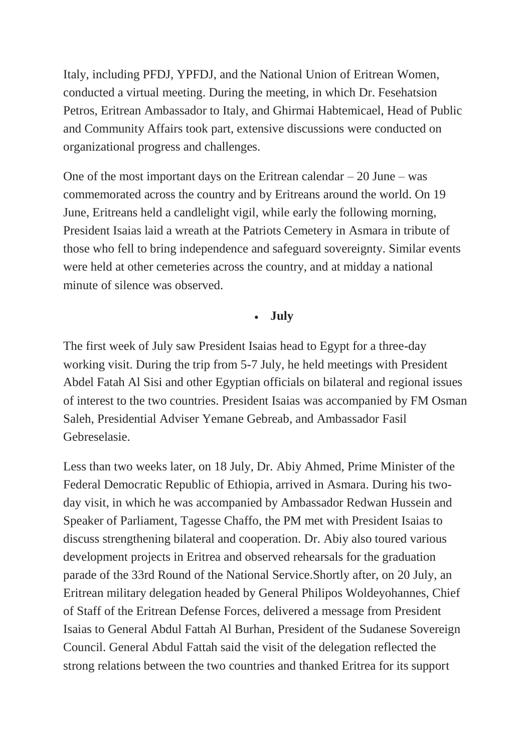Italy, including PFDJ, YPFDJ, and the National Union of Eritrean Women, conducted a virtual meeting. During the meeting, in which Dr. Fesehatsion Petros, Eritrean Ambassador to Italy, and Ghirmai Habtemicael, Head of Public and Community Affairs took part, extensive discussions were conducted on organizational progress and challenges.

One of the most important days on the Eritrean calendar – 20 June – was commemorated across the country and by Eritreans around the world. On 19 June, Eritreans held a candlelight vigil, while early the following morning, President Isaias laid a wreath at the Patriots Cemetery in Asmara in tribute of those who fell to bring independence and safeguard sovereignty. Similar events were held at other cemeteries across the country, and at midday a national minute of silence was observed.

- **July**

The first week of July saw President Isaias head to Egypt for a three-day working visit. During the trip from 5-7 July, he held meetings with President Abdel Fatah Al Sisi and other Egyptian officials on bilateral and regional issues of interest to the two countries. President Isaias was accompanied by FM Osman Saleh, Presidential Adviser Yemane Gebreab, and Ambassador Fasil Gebreselasie.

Less than two weeks later, on 18 July, Dr. Abiy Ahmed, Prime Minister of the Federal Democratic Republic of Ethiopia, arrived in Asmara. During his two-day visit, in which he was accompanied by Ambassador Redwan Hussein and Speaker of Parliament, Tagesse Chaffo, the PM met with President Isaias to discuss strengthening bilateral and cooperation. Dr. Abiy also toured various development projects in Eritrea and observed rehearsals for the graduation parade of the 33rd Round of the National Service.Shortly after, on 20 July, an Eritrean military delegation headed by General Philipos Woldeyohannes, Chief of Staff of the Eritrean Defense Forces, delivered a message from President Isaias to General Abdul Fattah Al Burhan, President of the Sudanese Sovereign Council. General Abdul Fattah said the visit of the delegation reflected the strong relations between the two countries and thanked Eritrea for its support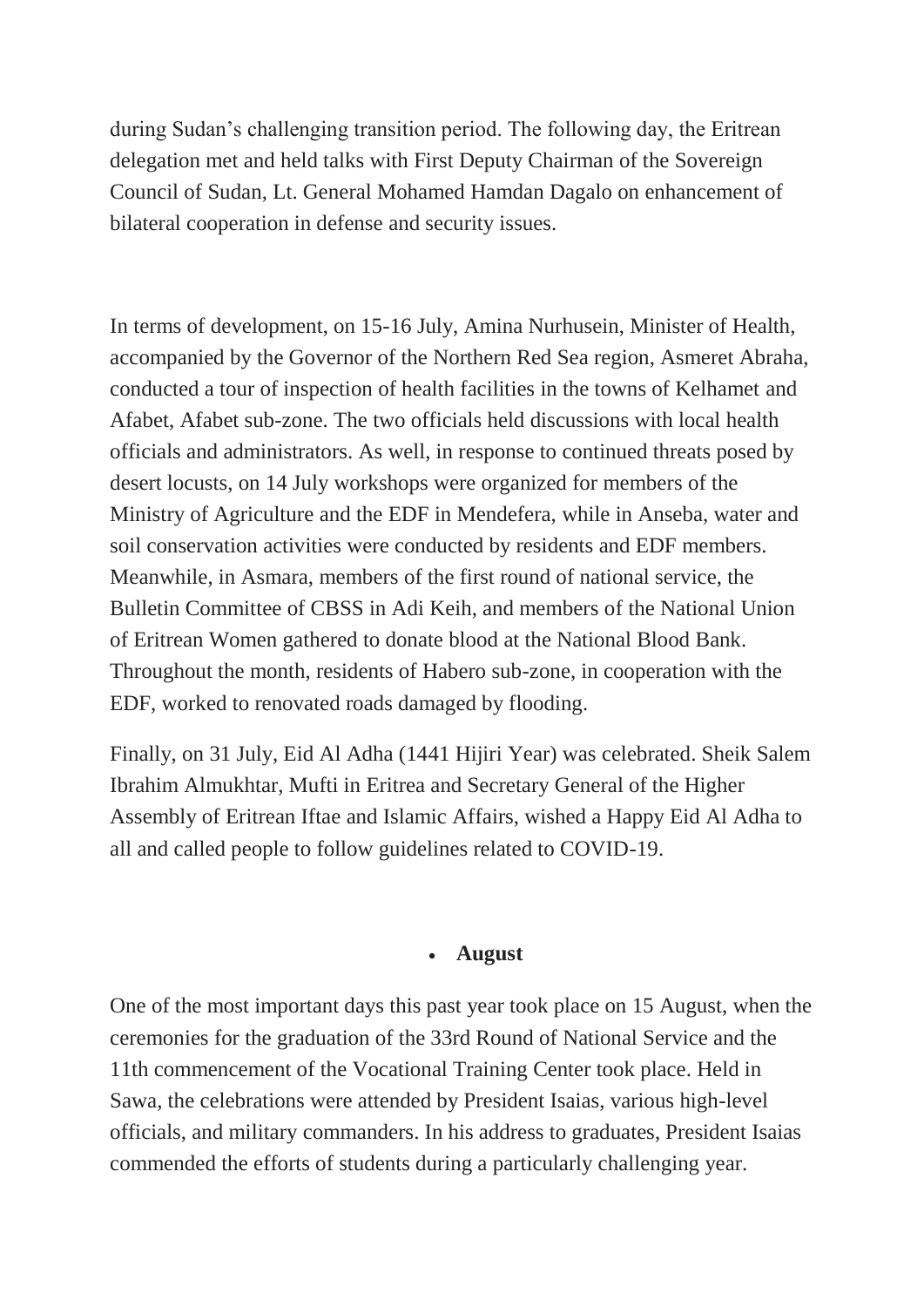during Sudan's challenging transition period. The following day, the Eritrean delegation met and held talks with First Deputy Chairman of the Sovereign Council of Sudan, Lt. General Mohamed Hamdan Dagalo on enhancement of bilateral cooperation in defense and security issues.

In terms of development, on 15-16 July, Amina Nurhusein, Minister of Health, accompanied by the Governor of the Northern Red Sea region, Asmeret Abraha, conducted a tour of inspection of health facilities in the towns of Kelhamet and Afabet, Afabet sub-zone. The two officials held discussions with local health officials and administrators. As well, in response to continued threats posed by desert locusts, on 14 July workshops were organized for members of the Ministry of Agriculture and the EDF in Mendefera, while in Anseba, water and soil conservation activities were conducted by residents and EDF members. Meanwhile, in Asmara, members of the first round of national service, the Bulletin Committee of CBSS in Adi Keih, and members of the National Union of Eritrean Women gathered to donate blood at the National Blood Bank. Throughout the month, residents of Habero sub-zone, in cooperation with the EDF, worked to renovated roads damaged by flooding.

Finally, on 31 July, Eid Al Adha (1441 Hijiri Year) was celebrated. Sheik Salem Ibrahim Almukhtar, Mufti in Eritrea and Secretary General of the Higher Assembly of Eritrean Iftae and Islamic Affairs, wished a Happy Eid Al Adha to all and called people to follow guidelines related to COVID-19.

- **August**

One of the most important days this past year took place on 15 August, when the ceremonies for the graduation of the 33rd Round of National Service and the 11th commencement of the Vocational Training Center took place. Held in Sawa, the celebrations were attended by President Isaias, various high-level officials, and military commanders. In his address to graduates, President Isaias commended the efforts of students during a particularly challenging year.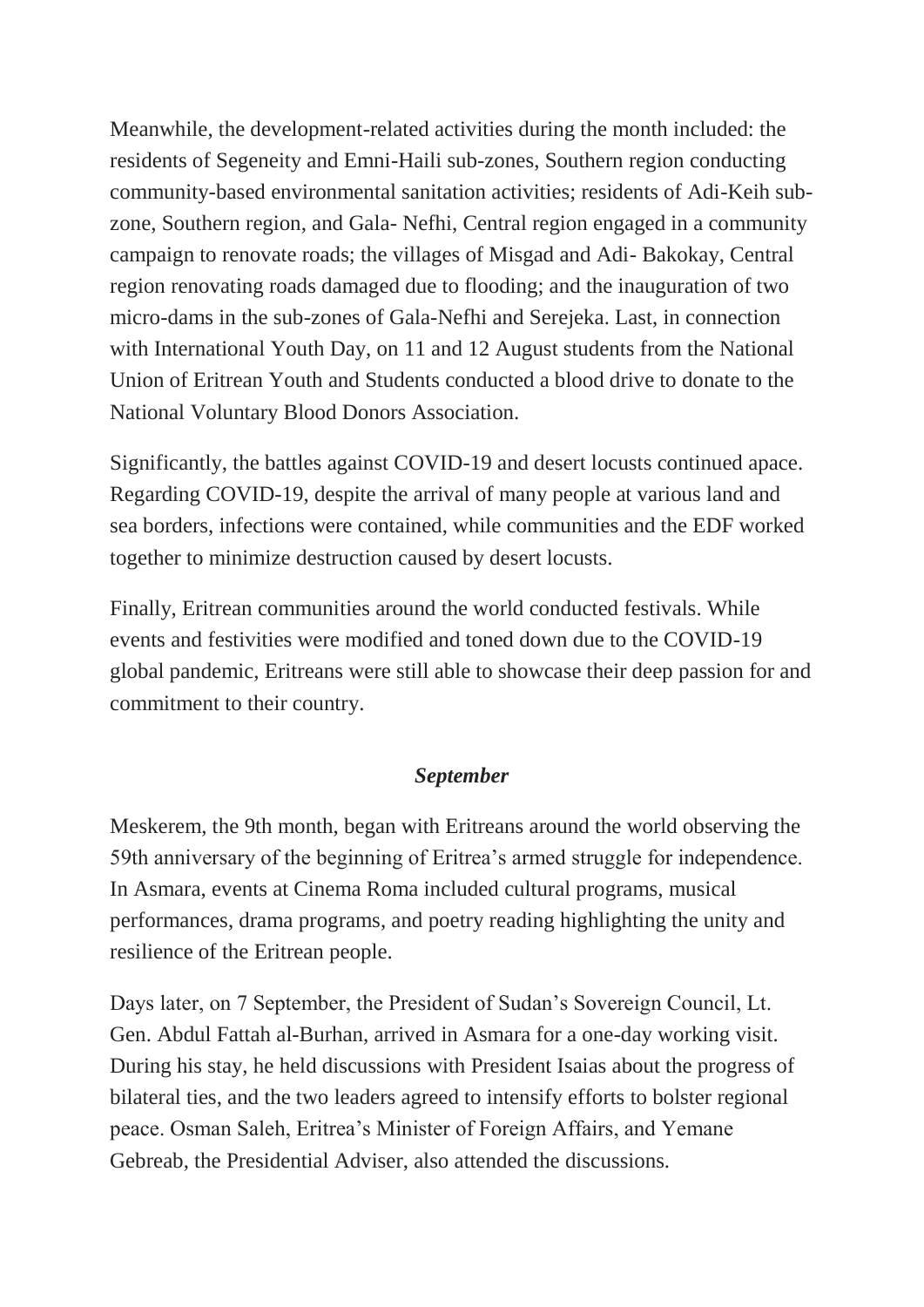Meanwhile, the development-related activities during the month included: the residents of Segeneity and Emni-Haili sub-zones, Southern region conducting community-based environmental sanitation activities; residents of Adi-Keih sub-zone, Southern region, and Gala- Nefhi, Central region engaged in a community campaign to renovate roads; the villages of Misgad and Adi- Bakokay, Central region renovating roads damaged due to flooding; and the inauguration of two micro-dams in the sub-zones of Gala-Nefhi and Serejeka. Last, in connection with International Youth Day, on 11 and 12 August students from the National Union of Eritrean Youth and Students conducted a blood drive to donate to the National Voluntary Blood Donors Association.

Significantly, the battles against COVID-19 and desert locusts continued apace. Regarding COVID-19, despite the arrival of many people at various land and sea borders, infections were contained, while communities and the EDF worked together to minimize destruction caused by desert locusts.

Finally, Eritrean communities around the world conducted festivals. While events and festivities were modified and toned down due to the COVID-19 global pandemic, Eritreans were still able to showcase their deep passion for and commitment to their country.

### *September*

Meskerem, the 9th month, began with Eritreans around the world observing the 59th anniversary of the beginning of Eritrea's armed struggle for independence. In Asmara, events at Cinema Roma included cultural programs, musical performances, drama programs, and poetry reading highlighting the unity and resilience of the Eritrean people.

Days later, on 7 September, the President of Sudan's Sovereign Council, Lt. Gen. Abdul Fattah al-Burhan, arrived in Asmara for a one-day working visit. During his stay, he held discussions with President Isaias about the progress of bilateral ties, and the two leaders agreed to intensify efforts to bolster regional peace. Osman Saleh, Eritrea's Minister of Foreign Affairs, and Yemane Gebreab, the Presidential Adviser, also attended the discussions.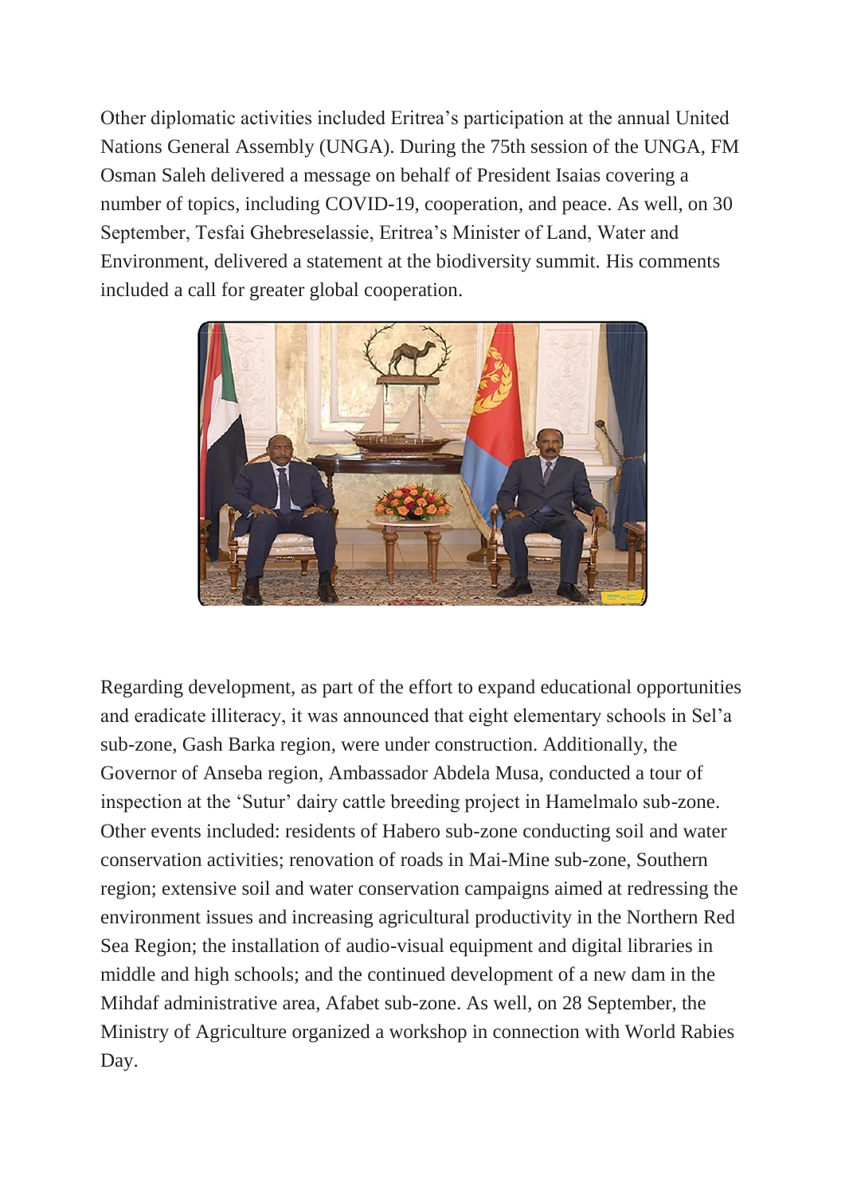Other diplomatic activities included Eritrea's participation at the annual United Nations General Assembly (UNGA). During the 75th session of the UNGA, FM Osman Saleh delivered a message on behalf of President Isaias covering a number of topics, including COVID-19, cooperation, and peace. As well, on 30 September, Tesfai Ghebreselassie, Eritrea's Minister of Land, Water and Environment, delivered a statement at the biodiversity summit. His comments included a call for greater global cooperation.

Regarding development, as part of the effort to expand educational opportunities and eradicate illiteracy, it was announced that eight elementary schools in Sel'a sub-zone, Gash Barka region, were under construction. Additionally, the Governor of Anseba region, Ambassador Abdela Musa, conducted a tour of inspection at the 'Sutur' dairy cattle breeding project in Hamelmalo sub-zone. Other events included: residents of Habero sub-zone conducting soil and water conservation activities; renovation of roads in Mai-Mine sub-zone, Southern region; extensive soil and water conservation campaigns aimed at redressing the environment issues and increasing agricultural productivity in the Northern Red Sea Region; the installation of audio-visual equipment and digital libraries in middle and high schools; and the continued development of a new dam in the Mihdaf administrative area, Afabet sub-zone. As well, on 28 September, the Ministry of Agriculture organized a workshop in connection with World Rabies Day.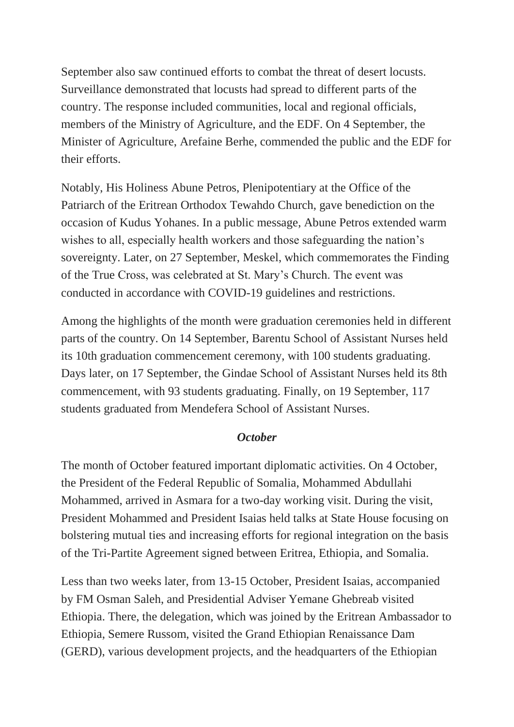September also saw continued efforts to combat the threat of desert locusts. Surveillance demonstrated that locusts had spread to different parts of the country. The response included communities, local and regional officials, members of the Ministry of Agriculture, and the EDF. On 4 September, the Minister of Agriculture, Arefaine Berhe, commended the public and the EDF for their efforts.

Notably, His Holiness Abune Petros, Plenipotentiary at the Office of the Patriarch of the Eritrean Orthodox Tewahdo Church, gave benediction on the occasion of Kudus Yohanes. In a public message, Abune Petros extended warm wishes to all, especially health workers and those safeguarding the nation's sovereignty. Later, on 27 September, Meskel, which commemorates the Finding of the True Cross, was celebrated at St. Mary's Church. The event was conducted in accordance with COVID-19 guidelines and restrictions.

Among the highlights of the month were graduation ceremonies held in different parts of the country. On 14 September, Barentu School of Assistant Nurses held its 10th graduation commencement ceremony, with 100 students graduating. Days later, on 17 September, the Gindae School of Assistant Nurses held its 8th commencement, with 93 students graduating. Finally, on 19 September, 117 students graduated from Mendefera School of Assistant Nurses.

### *October*

The month of October featured important diplomatic activities. On 4 October, the President of the Federal Republic of Somalia, Mohammed Abdullahi Mohammed, arrived in Asmara for a two-day working visit. During the visit, President Mohammed and President Isaias held talks at State House focusing on bolstering mutual ties and increasing efforts for regional integration on the basis of the Tri-Partite Agreement signed between Eritrea, Ethiopia, and Somalia.

Less than two weeks later, from 13-15 October, President Isaias, accompanied by FM Osman Saleh, and Presidential Adviser Yemane Ghebreab visited Ethiopia. There, the delegation, which was joined by the Eritrean Ambassador to Ethiopia, Semere Russom, visited the Grand Ethiopian Renaissance Dam (GERD), various development projects, and the headquarters of the Ethiopian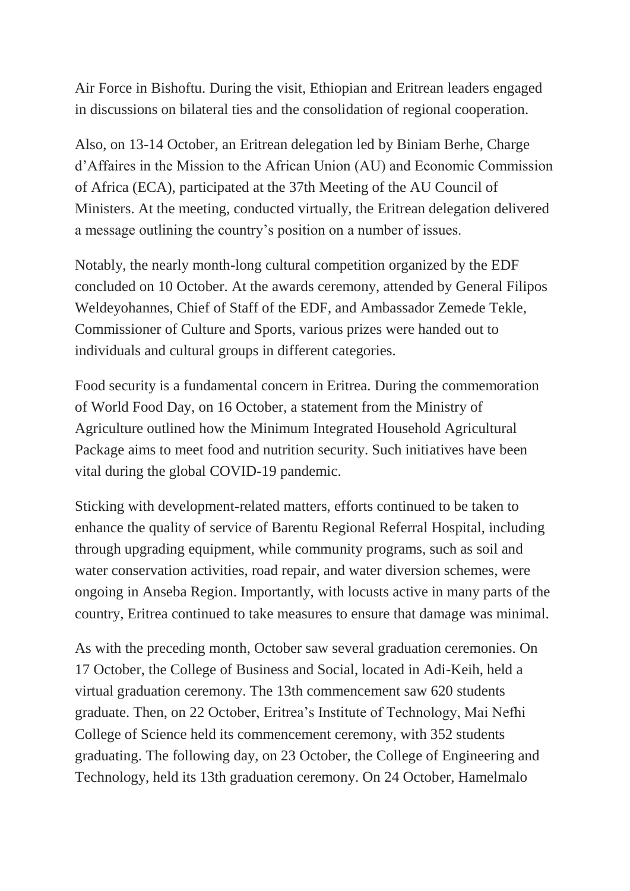Air Force in Bishoftu. During the visit, Ethiopian and Eritrean leaders engaged in discussions on bilateral ties and the consolidation of regional cooperation.

Also, on 13-14 October, an Eritrean delegation led by Biniam Berhe, Charge d'Affaires in the Mission to the African Union (AU) and Economic Commission of Africa (ECA), participated at the 37th Meeting of the AU Council of Ministers. At the meeting, conducted virtually, the Eritrean delegation delivered a message outlining the country's position on a number of issues.

Notably, the nearly month-long cultural competition organized by the EDF concluded on 10 October. At the awards ceremony, attended by General Filipos Weldeyohannes, Chief of Staff of the EDF, and Ambassador Zemede Tekle, Commissioner of Culture and Sports, various prizes were handed out to individuals and cultural groups in different categories.

Food security is a fundamental concern in Eritrea. During the commemoration of World Food Day, on 16 October, a statement from the Ministry of Agriculture outlined how the Minimum Integrated Household Agricultural Package aims to meet food and nutrition security. Such initiatives have been vital during the global COVID-19 pandemic.

Sticking with development-related matters, efforts continued to be taken to enhance the quality of service of Barentu Regional Referral Hospital, including through upgrading equipment, while community programs, such as soil and water conservation activities, road repair, and water diversion schemes, were ongoing in Anseba Region. Importantly, with locusts active in many parts of the country, Eritrea continued to take measures to ensure that damage was minimal.

As with the preceding month, October saw several graduation ceremonies. On 17 October, the College of Business and Social, located in Adi-Keih, held a virtual graduation ceremony. The 13th commencement saw 620 students graduate. Then, on 22 October, Eritrea's Institute of Technology, Mai Nefhi College of Science held its commencement ceremony, with 352 students graduating. The following day, on 23 October, the College of Engineering and Technology, held its 13th graduation ceremony. On 24 October, Hamelmalo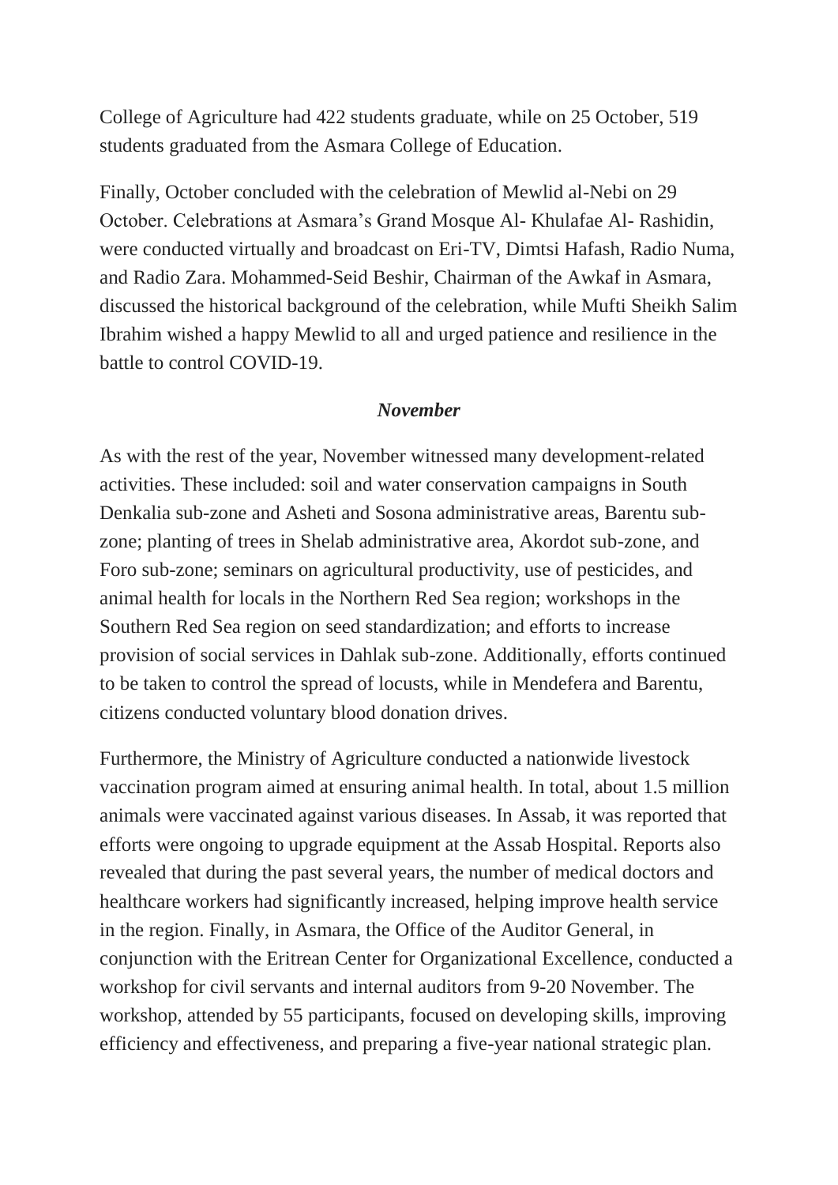College of Agriculture had 422 students graduate, while on 25 October, 519 students graduated from the Asmara College of Education.

Finally, October concluded with the celebration of Mewlid al-Nebi on 29 October. Celebrations at Asmara's Grand Mosque Al- Khulafae Al- Rashidin, were conducted virtually and broadcast on Eri-TV, Dimtsi Hafash, Radio Numa, and Radio Zara. Mohammed-Seid Beshir, Chairman of the Awkaf in Asmara, discussed the historical background of the celebration, while Mufti Sheikh Salim Ibrahim wished a happy Mewlid to all and urged patience and resilience in the battle to control COVID-19.

### *November*

As with the rest of the year, November witnessed many development-related activities. These included: soil and water conservation campaigns in South Denkalia sub-zone and Asheti and Sosona administrative areas, Barentu sub-zone; planting of trees in Shelab administrative area, Akordot sub-zone, and Foro sub-zone; seminars on agricultural productivity, use of pesticides, and animal health for locals in the Northern Red Sea region; workshops in the Southern Red Sea region on seed standardization; and efforts to increase provision of social services in Dahlak sub-zone. Additionally, efforts continued to be taken to control the spread of locusts, while in Mendefera and Barentu, citizens conducted voluntary blood donation drives.

Furthermore, the Ministry of Agriculture conducted a nationwide livestock vaccination program aimed at ensuring animal health. In total, about 1.5 million animals were vaccinated against various diseases. In Assab, it was reported that efforts were ongoing to upgrade equipment at the Assab Hospital. Reports also revealed that during the past several years, the number of medical doctors and healthcare workers had significantly increased, helping improve health service in the region. Finally, in Asmara, the Office of the Auditor General, in conjunction with the Eritrean Center for Organizational Excellence, conducted a workshop for civil servants and internal auditors from 9-20 November. The workshop, attended by 55 participants, focused on developing skills, improving efficiency and effectiveness, and preparing a five-year national strategic plan.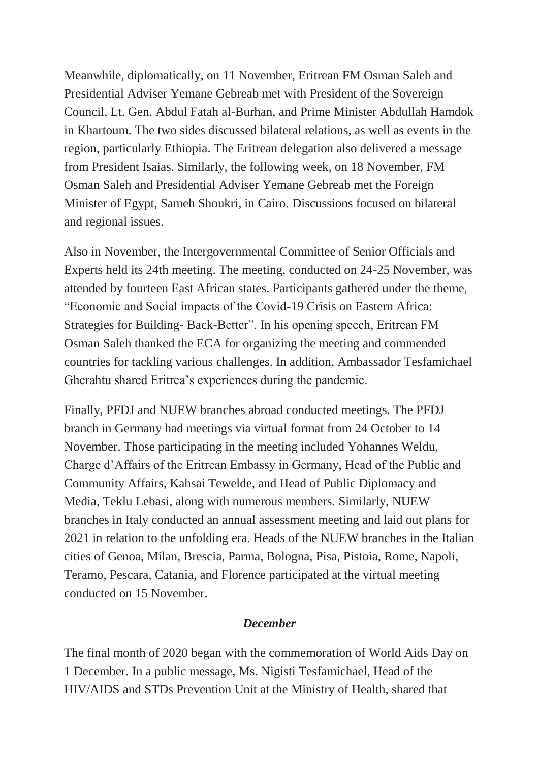Meanwhile, diplomatically, on 11 November, Eritrean FM Osman Saleh and Presidential Adviser Yemane Gebreab met with President of the Sovereign Council, Lt. Gen. Abdul Fatah al-Burhan, and Prime Minister Abdullah Hamdok in Khartoum. The two sides discussed bilateral relations, as well as events in the region, particularly Ethiopia. The Eritrean delegation also delivered a message from President Isaias. Similarly, the following week, on 18 November, FM Osman Saleh and Presidential Adviser Yemane Gebreab met the Foreign Minister of Egypt, Sameh Shoukri, in Cairo. Discussions focused on bilateral and regional issues.

Also in November, the Intergovernmental Committee of Senior Officials and Experts held its 24th meeting. The meeting, conducted on 24-25 November, was attended by fourteen East African states. Participants gathered under the theme, "Economic and Social impacts of the Covid-19 Crisis on Eastern Africa: Strategies for Building- Back-Better". In his opening speech, Eritrean FM Osman Saleh thanked the ECA for organizing the meeting and commended countries for tackling various challenges. In addition, Ambassador Tesfamichael Gherahtu shared Eritrea's experiences during the pandemic.

Finally, PFDJ and NUEW branches abroad conducted meetings. The PFDJ branch in Germany had meetings via virtual format from 24 October to 14 November. Those participating in the meeting included Yohannes Weldu, Charge d'Affairs of the Eritrean Embassy in Germany, Head of the Public and Community Affairs, Kahsai Tewelde, and Head of Public Diplomacy and Media, Teklu Lebasi, along with numerous members. Similarly, NUEW branches in Italy conducted an annual assessment meeting and laid out plans for 2021 in relation to the unfolding era. Heads of the NUEW branches in the Italian cities of Genoa, Milan, Brescia, Parma, Bologna, Pisa, Pistoia, Rome, Napoli, Teramo, Pescara, Catania, and Florence participated at the virtual meeting conducted on 15 November.

***December***

The final month of 2020 began with the commemoration of World Aids Day on 1 December. In a public message, Ms. Nigisti Tesfamichael, Head of the HIV/AIDS and STDs Prevention Unit at the Ministry of Health, shared that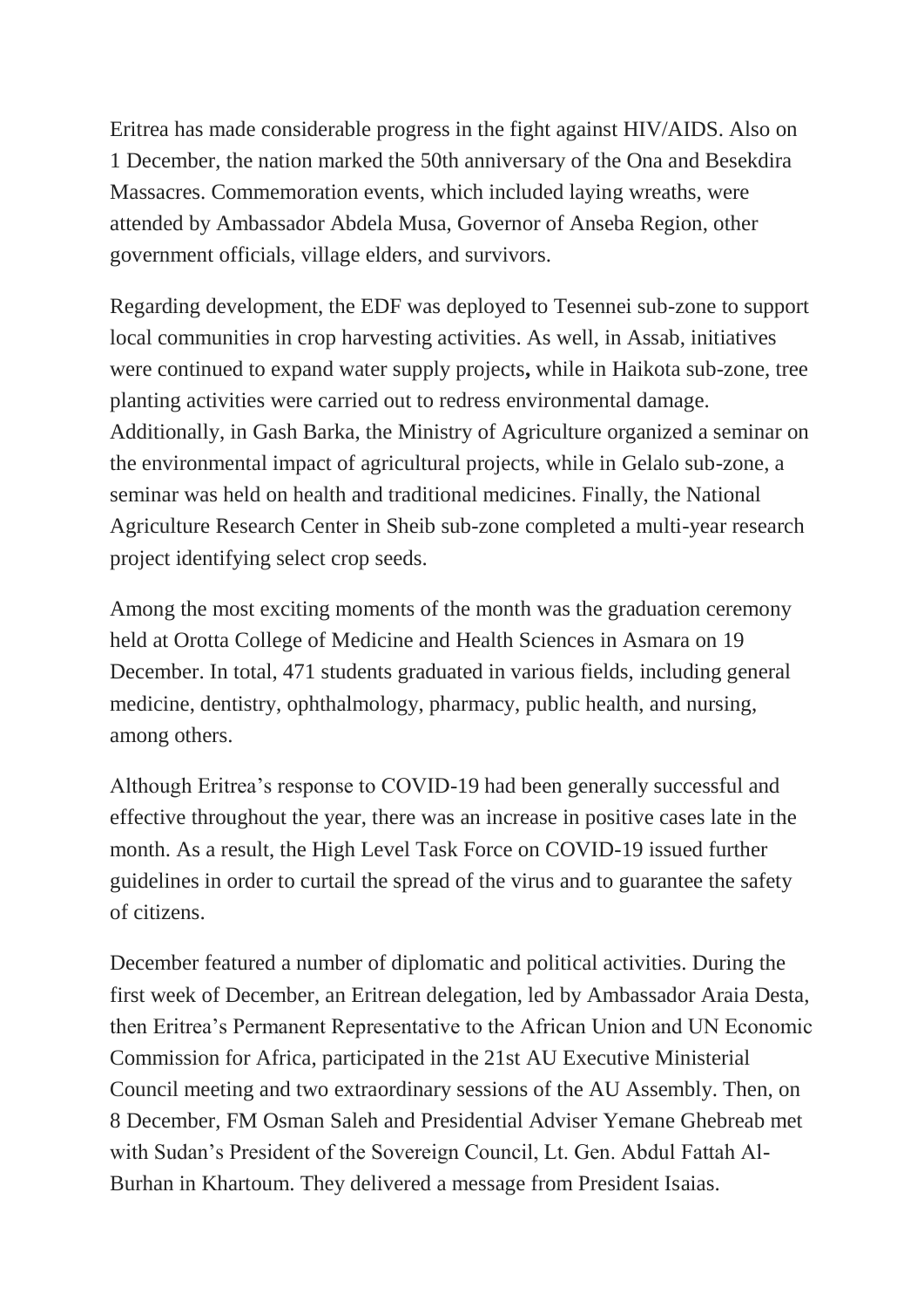Eritrea has made considerable progress in the fight against HIV/AIDS. Also on 1 December, the nation marked the 50th anniversary of the Ona and Besekdira Massacres. Commemoration events, which included laying wreaths, were attended by Ambassador Abdela Musa, Governor of Anseba Region, other government officials, village elders, and survivors.

Regarding development, the EDF was deployed to Tesennei sub-zone to support local communities in crop harvesting activities. As well, in Assab, initiatives were continued to expand water supply projects**,** while in Haikota sub-zone, tree planting activities were carried out to redress environmental damage. Additionally, in Gash Barka, the Ministry of Agriculture organized a seminar on the environmental impact of agricultural projects, while in Gelalo sub-zone, a seminar was held on health and traditional medicines. Finally, the National Agriculture Research Center in Sheib sub-zone completed a multi-year research project identifying select crop seeds.

Among the most exciting moments of the month was the graduation ceremony held at Orotta College of Medicine and Health Sciences in Asmara on 19 December. In total, 471 students graduated in various fields, including general medicine, dentistry, ophthalmology, pharmacy, public health, and nursing, among others.

Although Eritrea's response to COVID-19 had been generally successful and effective throughout the year, there was an increase in positive cases late in the month. As a result, the High Level Task Force on COVID-19 issued further guidelines in order to curtail the spread of the virus and to guarantee the safety of citizens.

December featured a number of diplomatic and political activities. During the first week of December, an Eritrean delegation, led by Ambassador Araia Desta, then Eritrea's Permanent Representative to the African Union and UN Economic Commission for Africa, participated in the 21st AU Executive Ministerial Council meeting and two extraordinary sessions of the AU Assembly. Then, on 8 December, FM Osman Saleh and Presidential Adviser Yemane Ghebreab met with Sudan's President of the Sovereign Council, Lt. Gen. Abdul Fattah Al-Burhan in Khartoum. They delivered a message from President Isaias.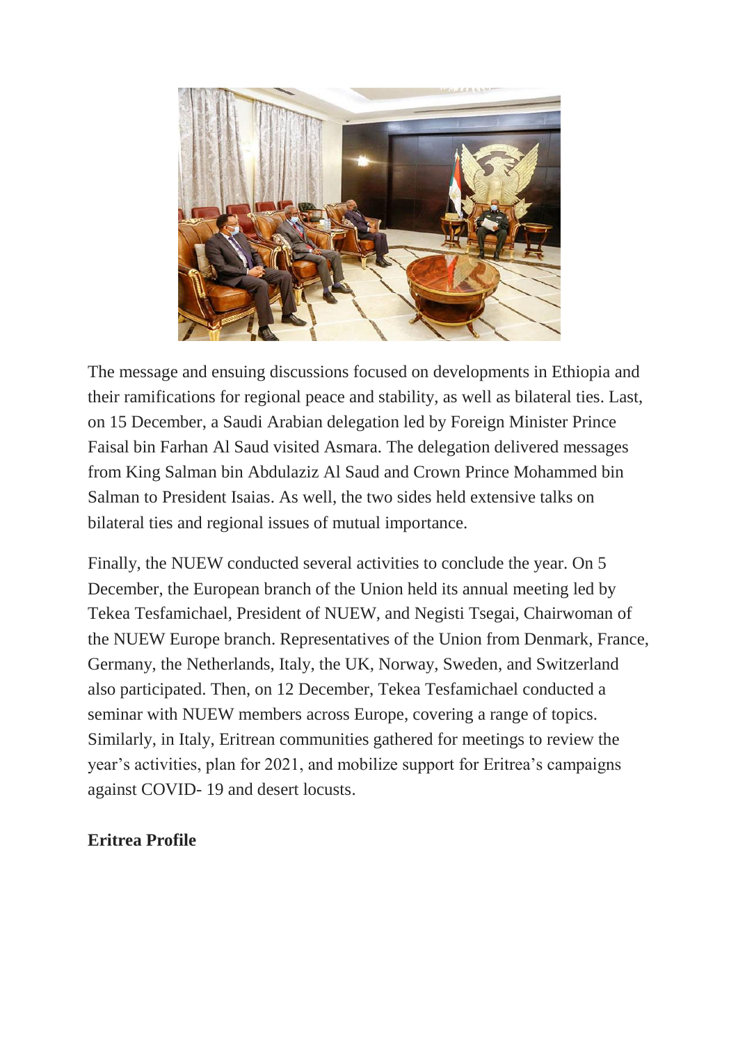The message and ensuing discussions focused on developments in Ethiopia and their ramifications for regional peace and stability, as well as bilateral ties. Last, on 15 December, a Saudi Arabian delegation led by Foreign Minister Prince Faisal bin Farhan Al Saud visited Asmara. The delegation delivered messages from King Salman bin Abdulaziz Al Saud and Crown Prince Mohammed bin Salman to President Isaias. As well, the two sides held extensive talks on bilateral ties and regional issues of mutual importance.

Finally, the NUEW conducted several activities to conclude the year. On 5 December, the European branch of the Union held its annual meeting led by Tekea Tesfamichael, President of NUEW, and Negisti Tsegai, Chairwoman of the NUEW Europe branch. Representatives of the Union from Denmark, France, Germany, the Netherlands, Italy, the UK, Norway, Sweden, and Switzerland also participated. Then, on 12 December, Tekea Tesfamichael conducted a seminar with NUEW members across Europe, covering a range of topics. Similarly, in Italy, Eritrean communities gathered for meetings to review the year's activities, plan for 2021, and mobilize support for Eritrea's campaigns against COVID- 19 and desert locusts.

**Eritrea Profile**